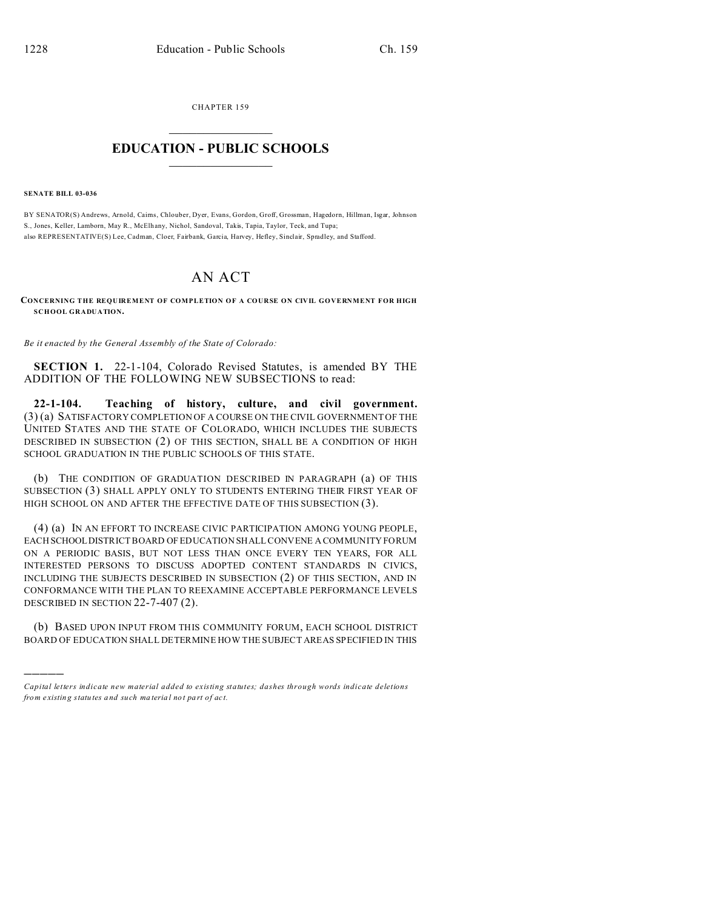CHAPTER 159

# EDUCATION - PUBLIC SCHOOLS

**SENATE BILL 03-036**

BY SENATOR(S) Andrews, Arnold, Cairns, Chlouber, Dyer, Evans, Gordon, Groff, Grossman, Hagedorn, Hillman, Isgar, Johnson S., Jones, Keller, Lamborn, May R., McElhany, Nichol, Sandoval, Takis, Tapia, Taylor, Teck, and Tupa;
also REPRESENTATIVE(S) Lee, Cadman, Cloer, Fairbank, Garcia, Harvey, Hefley, Sinclair, Spradley, and Stafford.

# AN ACT

**CONCERNING THE REQUIREMENT OF COMPLETION OF A COURSE ON CIVIL GOVERNMENT FOR HIGH SCHOOL GRADUATION.**

*Be it enacted by the General Assembly of the State of Colorado:*

**SECTION 1.** 22-1-104, Colorado Revised Statutes, is amended BY THE ADDITION OF THE FOLLOWING NEW SUBSECTIONS to read:

**22-1-104. Teaching of history, culture, and civil government.** (3) (a) SATISFACTORY COMPLETION OF A COURSE ON THE CIVIL GOVERNMENT OF THE UNITED STATES AND THE STATE OF COLORADO, WHICH INCLUDES THE SUBJECTS DESCRIBED IN SUBSECTION (2) OF THIS SECTION, SHALL BE A CONDITION OF HIGH SCHOOL GRADUATION IN THE PUBLIC SCHOOLS OF THIS STATE.

(b) THE CONDITION OF GRADUATION DESCRIBED IN PARAGRAPH (a) OF THIS SUBSECTION (3) SHALL APPLY ONLY TO STUDENTS ENTERING THEIR FIRST YEAR OF HIGH SCHOOL ON AND AFTER THE EFFECTIVE DATE OF THIS SUBSECTION (3).

(4) (a) IN AN EFFORT TO INCREASE CIVIC PARTICIPATION AMONG YOUNG PEOPLE, EACH SCHOOL DISTRICT BOARD OF EDUCATION SHALL CONVENE A COMMUNITY FORUM ON A PERIODIC BASIS, BUT NOT LESS THAN ONCE EVERY TEN YEARS, FOR ALL INTERESTED PERSONS TO DISCUSS ADOPTED CONTENT STANDARDS IN CIVICS, INCLUDING THE SUBJECTS DESCRIBED IN SUBSECTION (2) OF THIS SECTION, AND IN CONFORMANCE WITH THE PLAN TO REEXAMINE ACCEPTABLE PERFORMANCE LEVELS DESCRIBED IN SECTION 22-7-407 (2).

(b) BASED UPON INPUT FROM THIS COMMUNITY FORUM, EACH SCHOOL DISTRICT BOARD OF EDUCATION SHALL DETERMINE HOW THE SUBJECT AREAS SPECIFIED IN THIS

---

*Capital letters indicate new material added to existing statutes; dashes through words indicate deletions from existing statutes and such material not part of act.*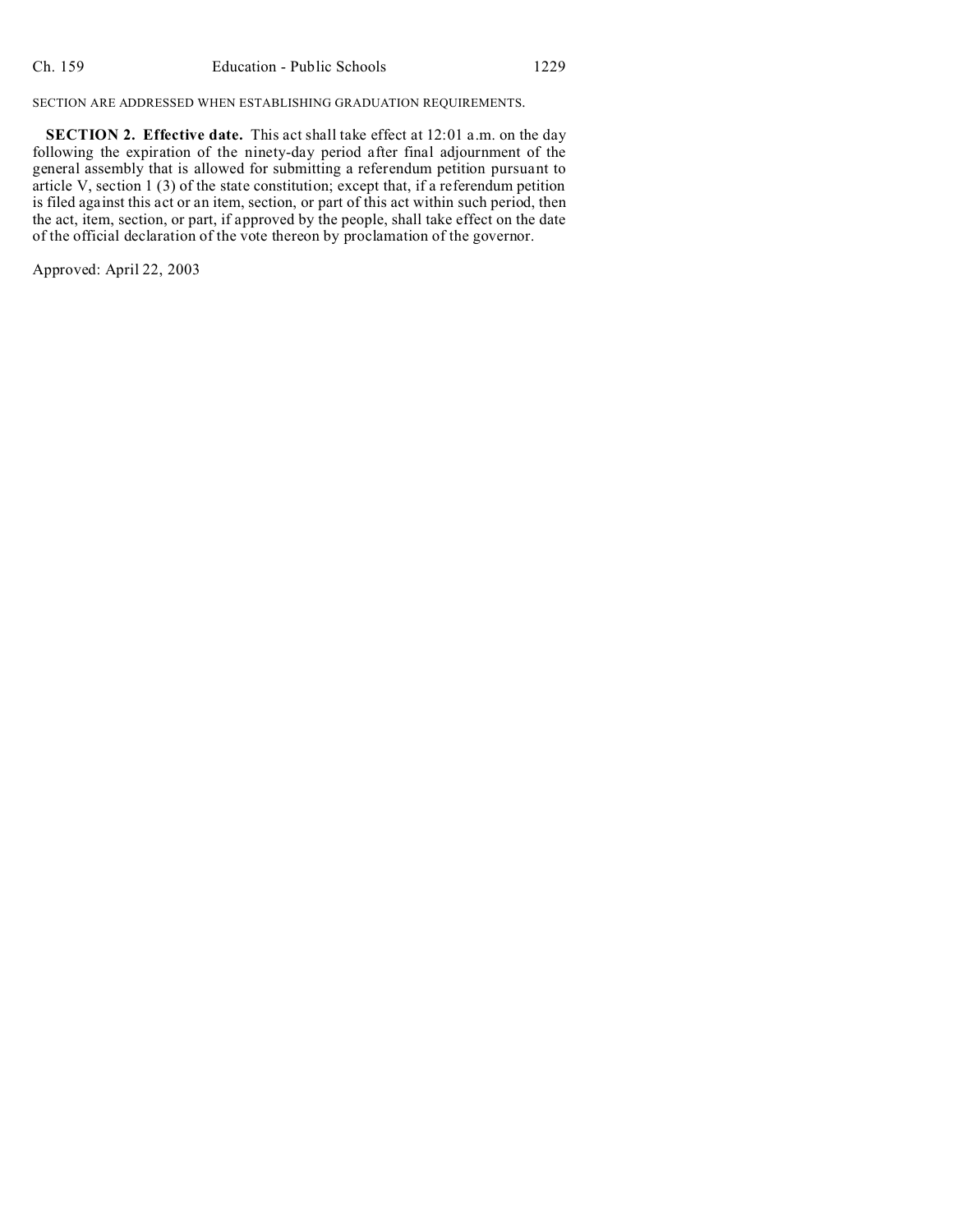SECTION ARE ADDRESSED WHEN ESTABLISHING GRADUATION REQUIREMENTS.

**SECTION 2. Effective date.** This act shall take effect at 12:01 a.m. on the day following the expiration of the ninety-day period after final adjournment of the general assembly that is allowed for submitting a referendum petition pursuant to article V, section 1 (3) of the state constitution; except that, if a referendum petition is filed against this act or an item, section, or part of this act within such period, then the act, item, section, or part, if approved by the people, shall take effect on the date of the official declaration of the vote thereon by proclamation of the governor.

Approved: April 22, 2003